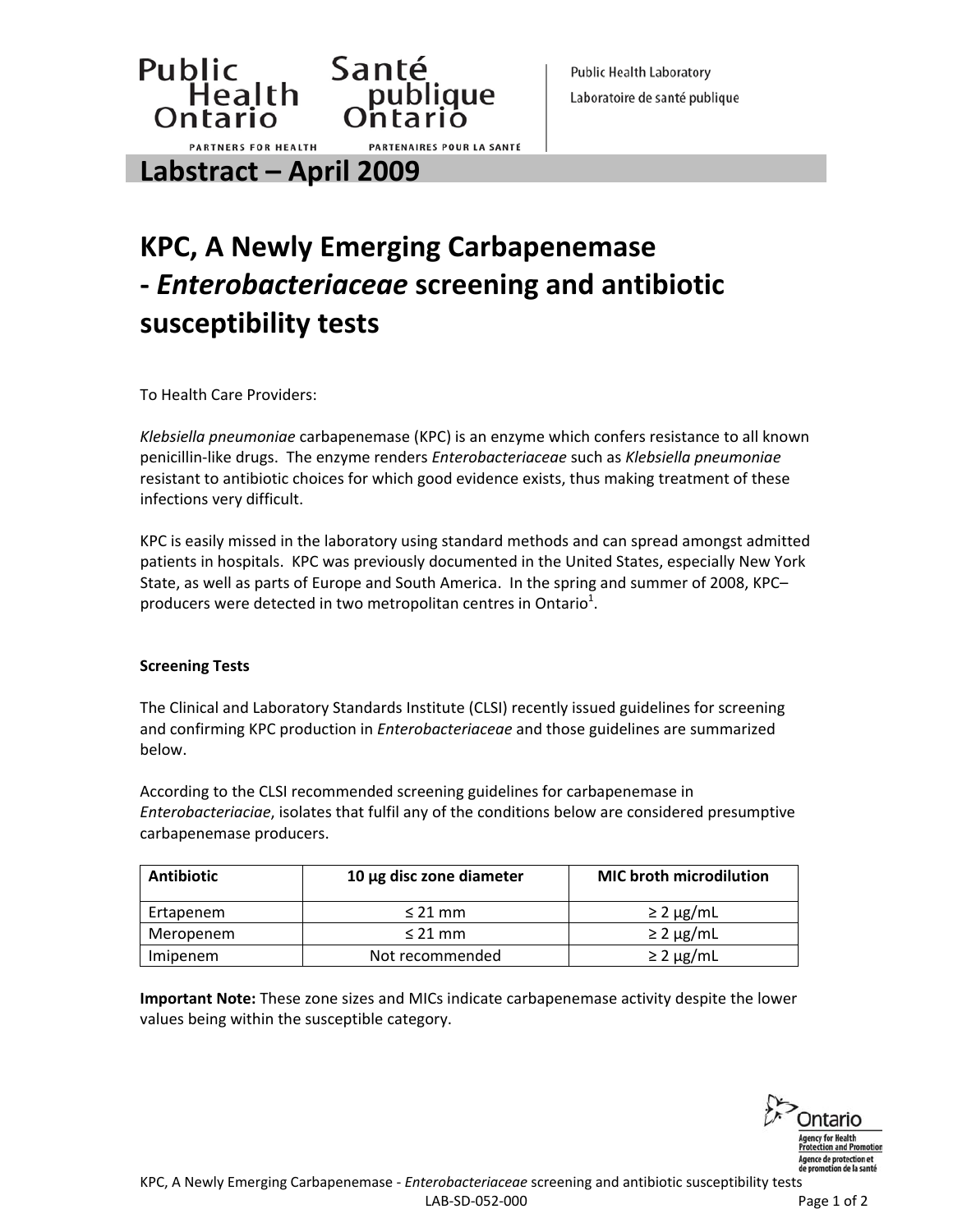Public Health Ontario / Santé publique Ontario

Public Health Laboratory
Laboratoire de santé publique

## Labstract – April 2009

# KPC, A Newly Emerging Carbapenemase - *Enterobacteriaceae* screening and antibiotic susceptibility tests

To Health Care Providers:

*Klebsiella pneumoniae* carbapenemase (KPC) is an enzyme which confers resistance to all known penicillin-like drugs. The enzyme renders *Enterobacteriaceae* such as *Klebsiella pneumoniae* resistant to antibiotic choices for which good evidence exists, thus making treatment of these infections very difficult.

KPC is easily missed in the laboratory using standard methods and can spread amongst admitted patients in hospitals. KPC was previously documented in the United States, especially New York State, as well as parts of Europe and South America. In the spring and summer of 2008, KPC–producers were detected in two metropolitan centres in Ontario[1].

**Screening Tests**

The Clinical and Laboratory Standards Institute (CLSI) recently issued guidelines for screening and confirming KPC production in *Enterobacteriaceae* and those guidelines are summarized below.

According to the CLSI recommended screening guidelines for carbapenemase in *Enterobacteriaciae*, isolates that fulfil any of the conditions below are considered presumptive carbapenemase producers.

| Antibiotic | 10 µg disc zone diameter | MIC broth microdilution |
|---|---|---|
| Ertapenem | ≤ 21 mm | ≥ 2 µg/mL |
| Meropenem | ≤ 21 mm | ≥ 2 µg/mL |
| Imipenem | Not recommended | ≥ 2 µg/mL |

**Important Note:** These zone sizes and MICs indicate carbapenemase activity despite the lower values being within the susceptible category.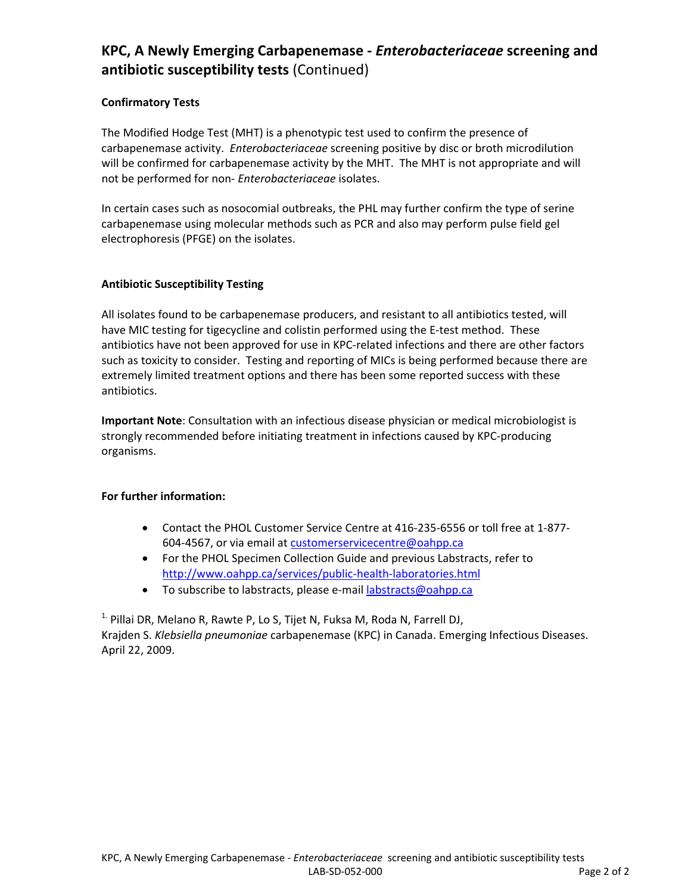# KPC, A Newly Emerging Carbapenemase - *Enterobacteriaceae* screening and antibiotic susceptibility tests (Continued)

**Confirmatory Tests**

The Modified Hodge Test (MHT) is a phenotypic test used to confirm the presence of carbapenemase activity. *Enterobacteriaceae* screening positive by disc or broth microdilution will be confirmed for carbapenemase activity by the MHT. The MHT is not appropriate and will not be performed for non- *Enterobacteriaceae* isolates.

In certain cases such as nosocomial outbreaks, the PHL may further confirm the type of serine carbapenemase using molecular methods such as PCR and also may perform pulse field gel electrophoresis (PFGE) on the isolates.

**Antibiotic Susceptibility Testing**

All isolates found to be carbapenemase producers, and resistant to all antibiotics tested, will have MIC testing for tigecycline and colistin performed using the E-test method. These antibiotics have not been approved for use in KPC-related infections and there are other factors such as toxicity to consider. Testing and reporting of MICs is being performed because there are extremely limited treatment options and there has been some reported success with these antibiotics.

**Important Note**: Consultation with an infectious disease physician or medical microbiologist is strongly recommended before initiating treatment in infections caused by KPC-producing organisms.

**For further information:**

- Contact the PHOL Customer Service Centre at 416-235-6556 or toll free at 1-877-604-4567, or via email at customerservicecentre@oahpp.ca
- For the PHOL Specimen Collection Guide and previous Labstracts, refer to http://www.oahpp.ca/services/public-health-laboratories.html
- To subscribe to labstracts, please e-mail labstracts@oahpp.ca

[1.] Pillai DR, Melano R, Rawte P, Lo S, Tijet N, Fuksa M, Roda N, Farrell DJ, Krajden S. *Klebsiella pneumoniae* carbapenemase (KPC) in Canada. Emerging Infectious Diseases. April 22, 2009.